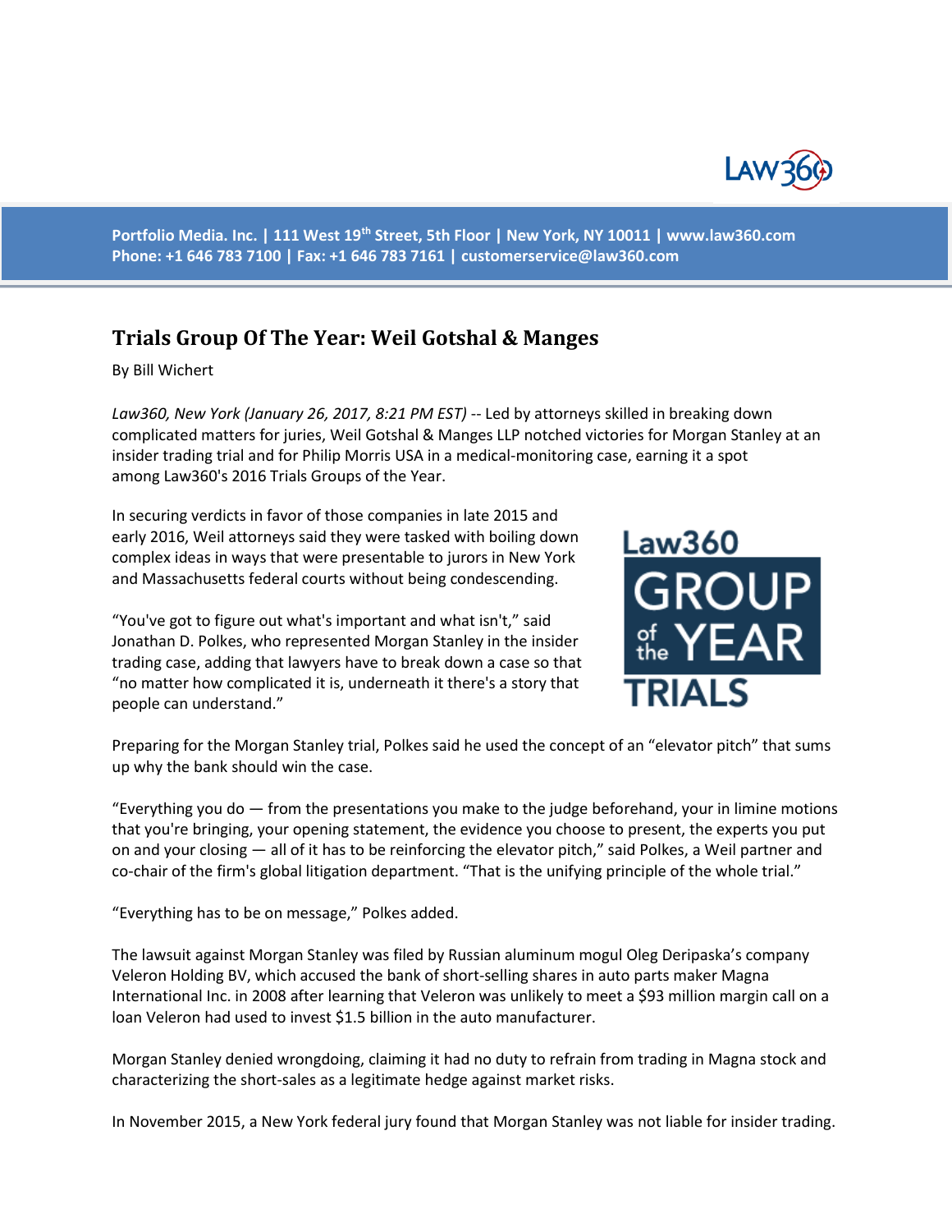Portfolio Media. Inc. | 111 West 19th Street, 5th Floor | New York, NY 10011 | www.law360.com
Phone: +1 646 783 7100 | Fax: +1 646 783 7161 | customerservice@law360.com

# Trials Group Of The Year: Weil Gotshal & Manges

By Bill Wichert

*Law360, New York (January 26, 2017, 8:21 PM EST)* -- Led by attorneys skilled in breaking down complicated matters for juries, Weil Gotshal & Manges LLP notched victories for Morgan Stanley at an insider trading trial and for Philip Morris USA in a medical-monitoring case, earning it a spot among Law360's 2016 Trials Groups of the Year.

In securing verdicts in favor of those companies in late 2015 and early 2016, Weil attorneys said they were tasked with boiling down complex ideas in ways that were presentable to jurors in New York and Massachusetts federal courts without being condescending.

"You've got to figure out what's important and what isn't," said Jonathan D. Polkes, who represented Morgan Stanley in the insider trading case, adding that lawyers have to break down a case so that "no matter how complicated it is, underneath it there's a story that people can understand."

Preparing for the Morgan Stanley trial, Polkes said he used the concept of an "elevator pitch" that sums up why the bank should win the case.

"Everything you do — from the presentations you make to the judge beforehand, your in limine motions that you're bringing, your opening statement, the evidence you choose to present, the experts you put on and your closing — all of it has to be reinforcing the elevator pitch," said Polkes, a Weil partner and co-chair of the firm's global litigation department. "That is the unifying principle of the whole trial."

"Everything has to be on message," Polkes added.

The lawsuit against Morgan Stanley was filed by Russian aluminum mogul Oleg Deripaska's company Veleron Holding BV, which accused the bank of short-selling shares in auto parts maker Magna International Inc. in 2008 after learning that Veleron was unlikely to meet a $93 million margin call on a loan Veleron had used to invest $1.5 billion in the auto manufacturer.

Morgan Stanley denied wrongdoing, claiming it had no duty to refrain from trading in Magna stock and characterizing the short-sales as a legitimate hedge against market risks.

In November 2015, a New York federal jury found that Morgan Stanley was not liable for insider trading.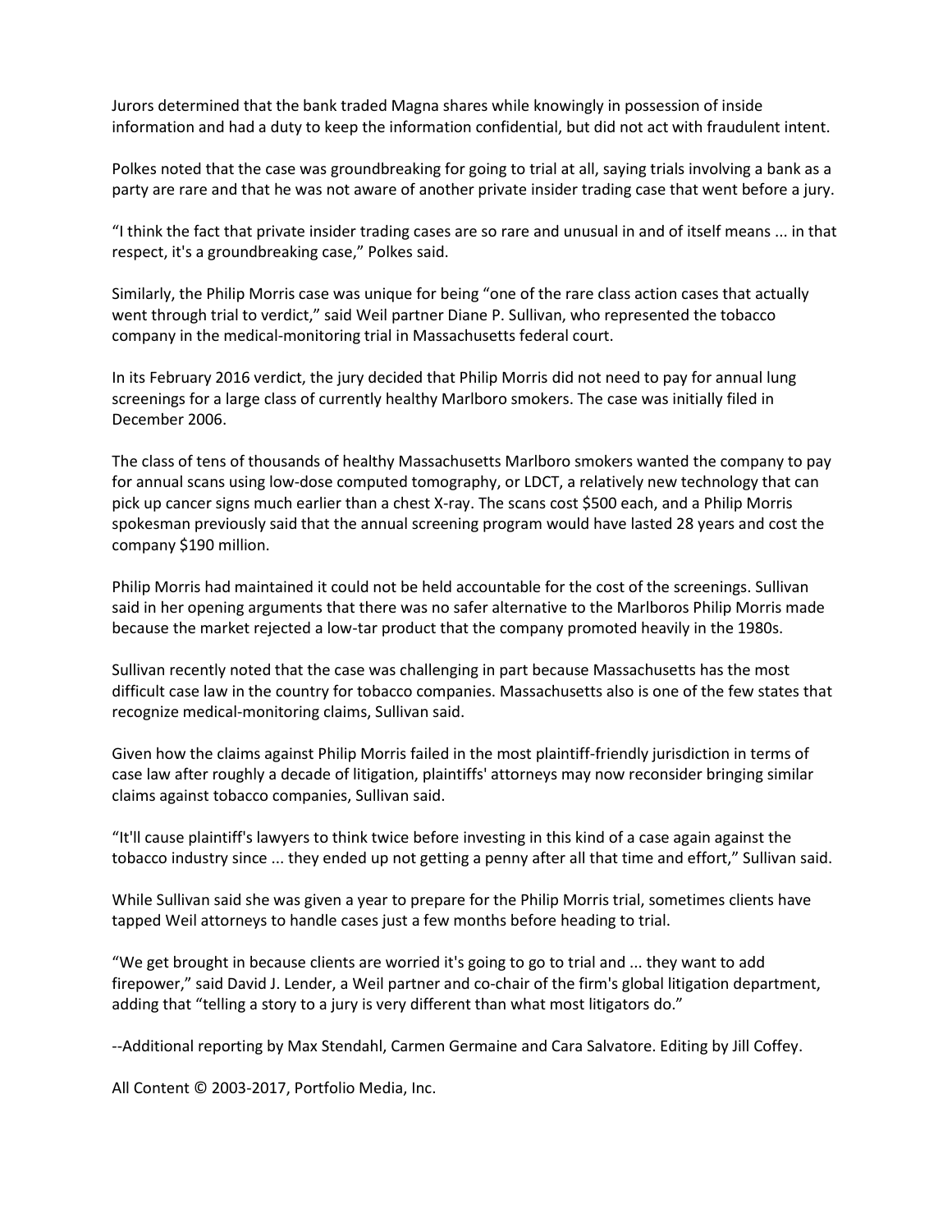Jurors determined that the bank traded Magna shares while knowingly in possession of inside information and had a duty to keep the information confidential, but did not act with fraudulent intent.

Polkes noted that the case was groundbreaking for going to trial at all, saying trials involving a bank as a party are rare and that he was not aware of another private insider trading case that went before a jury.

“I think the fact that private insider trading cases are so rare and unusual in and of itself means ... in that respect, it's a groundbreaking case,” Polkes said.

Similarly, the Philip Morris case was unique for being “one of the rare class action cases that actually went through trial to verdict,” said Weil partner Diane P. Sullivan, who represented the tobacco company in the medical-monitoring trial in Massachusetts federal court.

In its February 2016 verdict, the jury decided that Philip Morris did not need to pay for annual lung screenings for a large class of currently healthy Marlboro smokers. The case was initially filed in December 2006.

The class of tens of thousands of healthy Massachusetts Marlboro smokers wanted the company to pay for annual scans using low-dose computed tomography, or LDCT, a relatively new technology that can pick up cancer signs much earlier than a chest X-ray. The scans cost $500 each, and a Philip Morris spokesman previously said that the annual screening program would have lasted 28 years and cost the company $190 million.

Philip Morris had maintained it could not be held accountable for the cost of the screenings. Sullivan said in her opening arguments that there was no safer alternative to the Marlboros Philip Morris made because the market rejected a low-tar product that the company promoted heavily in the 1980s.

Sullivan recently noted that the case was challenging in part because Massachusetts has the most difficult case law in the country for tobacco companies. Massachusetts also is one of the few states that recognize medical-monitoring claims, Sullivan said.

Given how the claims against Philip Morris failed in the most plaintiff-friendly jurisdiction in terms of case law after roughly a decade of litigation, plaintiffs' attorneys may now reconsider bringing similar claims against tobacco companies, Sullivan said.

“It'll cause plaintiff's lawyers to think twice before investing in this kind of a case again against the tobacco industry since ... they ended up not getting a penny after all that time and effort,” Sullivan said.

While Sullivan said she was given a year to prepare for the Philip Morris trial, sometimes clients have tapped Weil attorneys to handle cases just a few months before heading to trial.

“We get brought in because clients are worried it's going to go to trial and ... they want to add firepower,” said David J. Lender, a Weil partner and co-chair of the firm's global litigation department, adding that “telling a story to a jury is very different than what most litigators do.”

--Additional reporting by Max Stendahl, Carmen Germaine and Cara Salvatore. Editing by Jill Coffey.

All Content © 2003-2017, Portfolio Media, Inc.